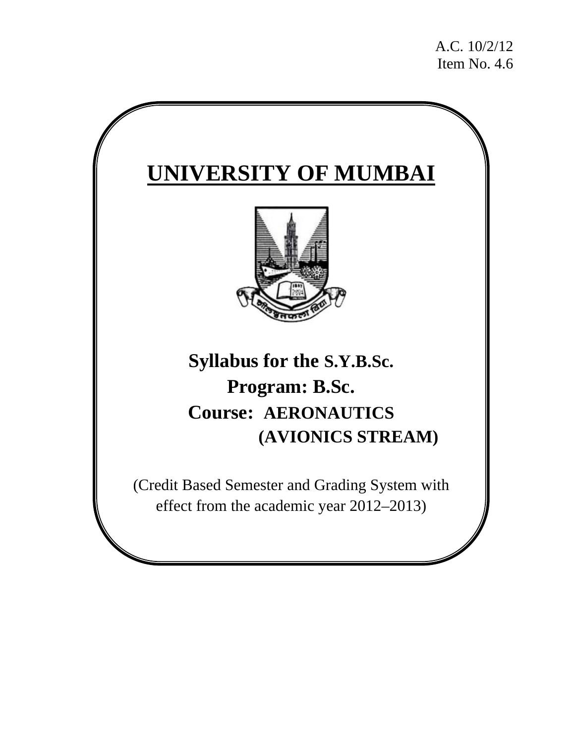A.C. 10/2/12
Item No. 4.6

# UNIVERSITY OF MUMBAI

## Syllabus for the S.Y.B.Sc.

## Program: B.Sc.

## Course: AERONAUTICS (AVIONICS STREAM)

(Credit Based Semester and Grading System with effect from the academic year 2012–2013)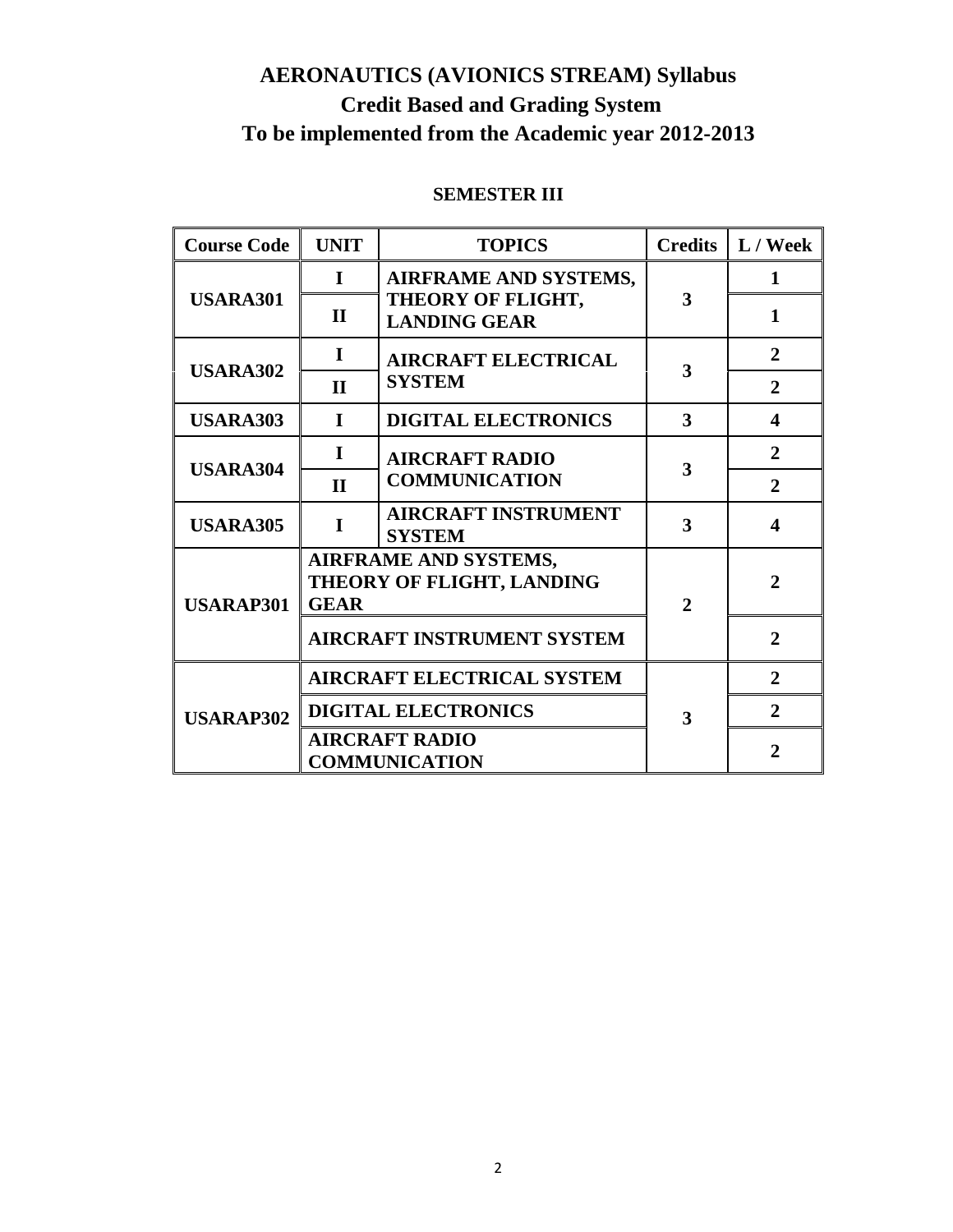# AERONAUTICS (AVIONICS STREAM) Syllabus

## Credit Based and Grading System

## To be implemented from the Academic year 2012-2013

### SEMESTER III

| Course Code | UNIT | TOPICS | Credits | L / Week |
|---|---|---|---|---|
| USARA301 | I | AIRFRAME AND SYSTEMS, THEORY OF FLIGHT, LANDING GEAR | 3 | 1 |
| | II | | | 1 |
| USARA302 | I | AIRCRAFT ELECTRICAL SYSTEM | 3 | 2 |
| | II | | | 2 |
| USARA303 | I | DIGITAL ELECTRONICS | 3 | 4 |
| USARA304 | I | AIRCRAFT RADIO COMMUNICATION | 3 | 2 |
| | II | | | 2 |
| USARA305 | I | AIRCRAFT INSTRUMENT SYSTEM | 3 | 4 |
| USARAP301 | AIRFRAME AND SYSTEMS, THEORY OF FLIGHT, LANDING GEAR | | 2 | 2 |
| | AIRCRAFT INSTRUMENT SYSTEM | | | 2 |
| USARAP302 | AIRCRAFT ELECTRICAL SYSTEM | | 3 | 2 |
| | DIGITAL ELECTRONICS | | | 2 |
| | AIRCRAFT RADIO COMMUNICATION | | | 2 |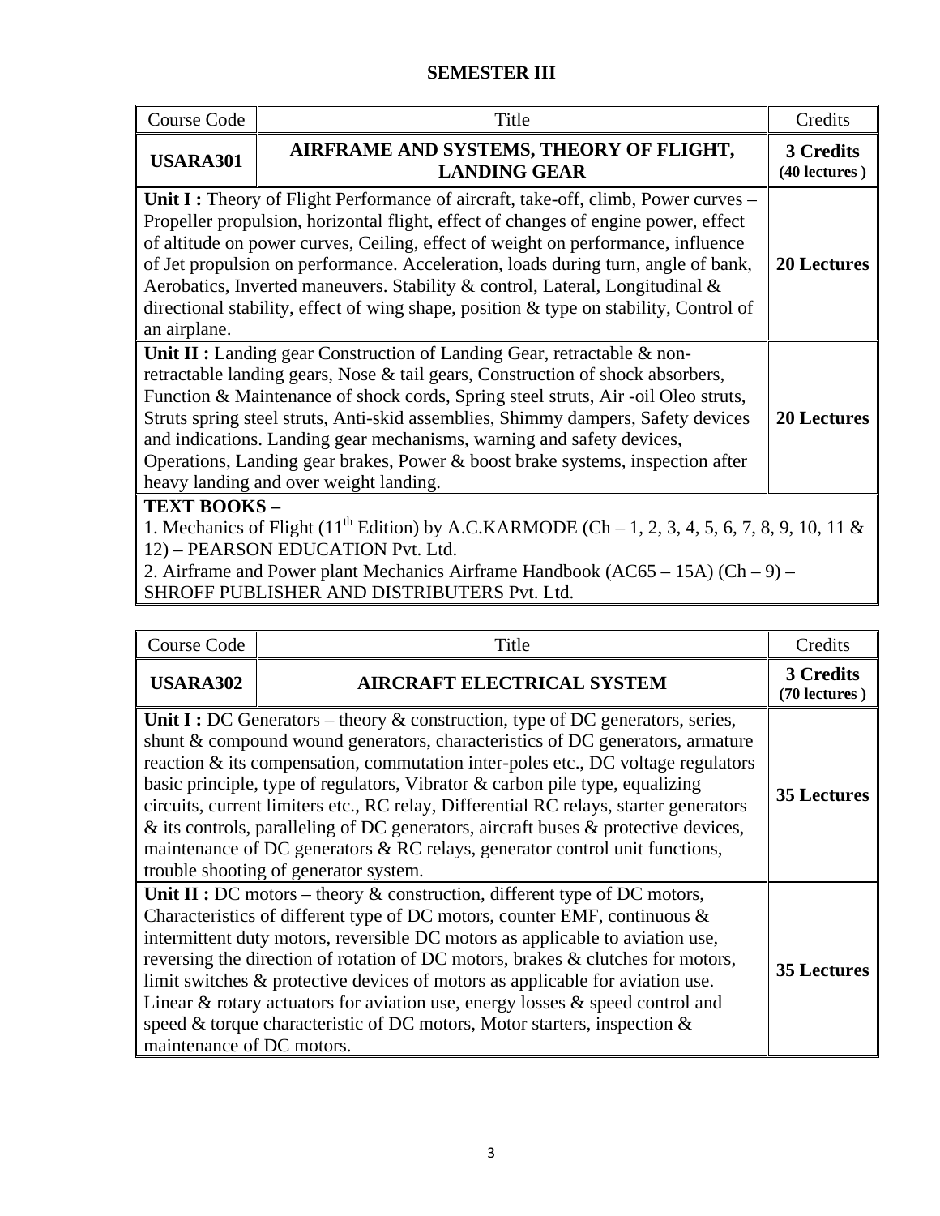## SEMESTER III

| Course Code | Title | Credits |
|---|---|---|
| **USARA301** | **AIRFRAME AND SYSTEMS, THEORY OF FLIGHT, LANDING GEAR** | **3 Credits (40 lectures )** |
| **Unit I :** Theory of Flight Performance of aircraft, take-off, climb, Power curves – Propeller propulsion, horizontal flight, effect of changes of engine power, effect of altitude on power curves, Ceiling, effect of weight on performance, influence of Jet propulsion on performance. Acceleration, loads during turn, angle of bank, Aerobatics, Inverted maneuvers. Stability & control, Lateral, Longitudinal & directional stability, effect of wing shape, position & type on stability, Control of an airplane. | | **20 Lectures** |
| **Unit II :** Landing gear Construction of Landing Gear, retractable & non-retractable landing gears, Nose & tail gears, Construction of shock absorbers, Function & Maintenance of shock cords, Spring steel struts, Air -oil Oleo struts, Struts spring steel struts, Anti-skid assemblies, Shimmy dampers, Safety devices and indications. Landing gear mechanisms, warning and safety devices, Operations, Landing gear brakes, Power & boost brake systems, inspection after heavy landing and over weight landing. | | **20 Lectures** |
| **TEXT BOOKS –**<br>1. Mechanics of Flight (11th Edition) by A.C.KARMODE (Ch – 1, 2, 3, 4, 5, 6, 7, 8, 9, 10, 11 & 12) – PEARSON EDUCATION Pvt. Ltd.<br>2. Airframe and Power plant Mechanics Airframe Handbook (AC65 – 15A) (Ch – 9) – SHROFF PUBLISHER AND DISTRIBUTERS Pvt. Ltd. | | |

| Course Code | Title | Credits |
|---|---|---|
| **USARA302** | **AIRCRAFT ELECTRICAL SYSTEM** | **3 Credits (70 lectures )** |
| **Unit I :** DC Generators – theory & construction, type of DC generators, series, shunt & compound wound generators, characteristics of DC generators, armature reaction & its compensation, commutation inter-poles etc., DC voltage regulators basic principle, type of regulators, Vibrator & carbon pile type, equalizing circuits, current limiters etc., RC relay, Differential RC relays, starter generators & its controls, paralleling of DC generators, aircraft buses & protective devices, maintenance of DC generators & RC relays, generator control unit functions, trouble shooting of generator system. | | **35 Lectures** |
| **Unit II :** DC motors – theory & construction, different type of DC motors, Characteristics of different type of DC motors, counter EMF, continuous & intermittent duty motors, reversible DC motors as applicable to aviation use, reversing the direction of rotation of DC motors, brakes & clutches for motors, limit switches & protective devices of motors as applicable for aviation use. Linear & rotary actuators for aviation use, energy losses & speed control and speed & torque characteristic of DC motors, Motor starters, inspection & maintenance of DC motors. | | **35 Lectures** |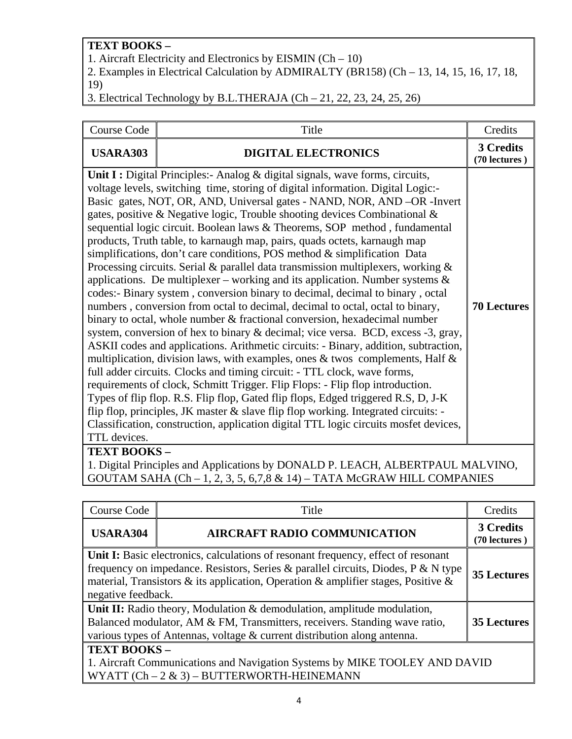**TEXT BOOKS –**

1. Aircraft Electricity and Electronics by EISMIN (Ch – 10)
2. Examples in Electrical Calculation by ADMIRALTY (BR158) (Ch – 13, 14, 15, 16, 17, 18, 19)
3. Electrical Technology by B.L.THERAJA (Ch – 21, 22, 23, 24, 25, 26)

| Course Code | Title | Credits |
|---|---|---|
| **USARA303** | **DIGITAL ELECTRONICS** | **3 Credits (70 lectures )** |
| | **Unit I :** Digital Principles:- Analog & digital signals, wave forms, circuits, voltage levels, switching time, storing of digital information. Digital Logic:- Basic gates, NOT, OR, AND, Universal gates - NAND, NOR, AND –OR -Invert gates, positive & Negative logic, Trouble shooting devices Combinational & sequential logic circuit. Boolean laws & Theorems, SOP method , fundamental products, Truth table, to karnaugh map, pairs, quads octets, karnaugh map simplifications, don't care conditions, POS method & simplification Data Processing circuits. Serial & parallel data transmission multiplexers, working & applications. De multiplexer – working and its application. Number systems & codes:- Binary system , conversion binary to decimal, decimal to binary , octal numbers , conversion from octal to decimal, decimal to octal, octal to binary, binary to octal, whole number & fractional conversion, hexadecimal number system, conversion of hex to binary & decimal; vice versa. BCD, excess -3, gray, ASKII codes and applications. Arithmetic circuits: - Binary, addition, subtraction, multiplication, division laws, with examples, ones & twos complements, Half & full adder circuits. Clocks and timing circuit: - TTL clock, wave forms, requirements of clock, Schmitt Trigger. Flip Flops: - Flip flop introduction. Types of flip flop. R.S. Flip flop, Gated flip flops, Edged triggered R.S, D, J-K flip flop, principles, JK master & slave flip flop working. Integrated circuits: - Classification, construction, application digital TTL logic circuits mosfet devices, TTL devices. | **70 Lectures** |

**TEXT BOOKS –**

1. Digital Principles and Applications by DONALD P. LEACH, ALBERTPAUL MALVINO, GOUTAM SAHA (Ch – 1, 2, 3, 5, 6,7,8 & 14) – TATA McGRAW HILL COMPANIES

| Course Code | Title | Credits |
|---|---|---|
| **USARA304** | **AIRCRAFT RADIO COMMUNICATION** | **3 Credits (70 lectures )** |
| | **Unit I:** Basic electronics, calculations of resonant frequency, effect of resonant frequency on impedance. Resistors, Series & parallel circuits, Diodes, P & N type material, Transistors & its application, Operation & amplifier stages, Positive & negative feedback. | **35 Lectures** |
| | **Unit II:** Radio theory, Modulation & demodulation, amplitude modulation, Balanced modulator, AM & FM, Transmitters, receivers. Standing wave ratio, various types of Antennas, voltage & current distribution along antenna. | **35 Lectures** |

**TEXT BOOKS –**

1. Aircraft Communications and Navigation Systems by MIKE TOOLEY AND DAVID WYATT (Ch – 2 & 3) – BUTTERWORTH-HEINEMANN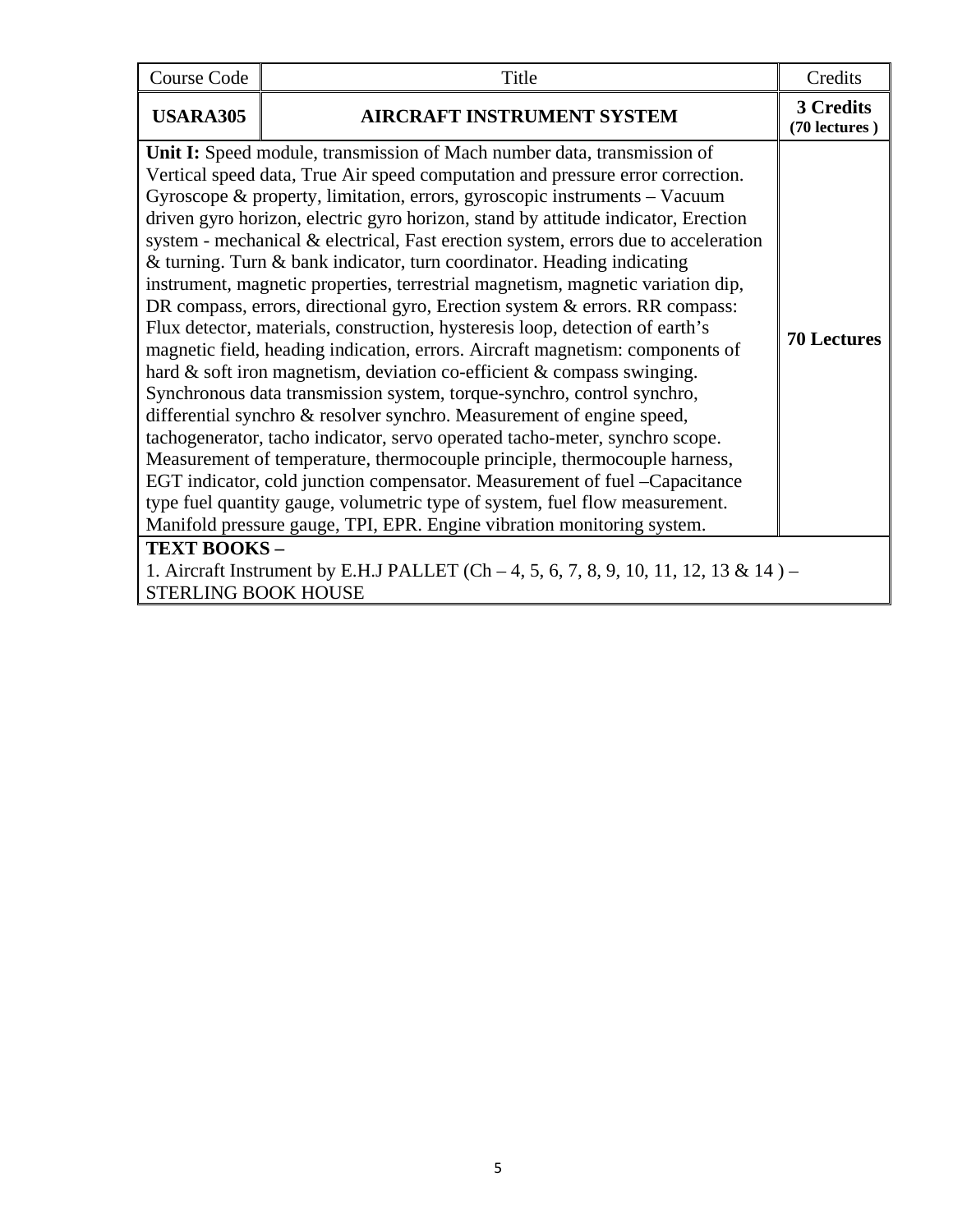| Course Code | Title | Credits |
|---|---|---|
| **USARA305** | **AIRCRAFT INSTRUMENT SYSTEM** | **3 Credits (70 lectures )** |
| **Unit I:** Speed module, transmission of Mach number data, transmission of Vertical speed data, True Air speed computation and pressure error correction. Gyroscope & property, limitation, errors, gyroscopic instruments – Vacuum driven gyro horizon, electric gyro horizon, stand by attitude indicator, Erection system - mechanical & electrical, Fast erection system, errors due to acceleration & turning. Turn & bank indicator, turn coordinator. Heading indicating instrument, magnetic properties, terrestrial magnetism, magnetic variation dip, DR compass, errors, directional gyro, Erection system & errors. RR compass: Flux detector, materials, construction, hysteresis loop, detection of earth's magnetic field, heading indication, errors. Aircraft magnetism: components of hard & soft iron magnetism, deviation co-efficient & compass swinging. Synchronous data transmission system, torque-synchro, control synchro, differential synchro & resolver synchro. Measurement of engine speed, tachogenerator, tacho indicator, servo operated tacho-meter, synchro scope. Measurement of temperature, thermocouple principle, thermocouple harness, EGT indicator, cold junction compensator. Measurement of fuel –Capacitance type fuel quantity gauge, volumetric type of system, fuel flow measurement. Manifold pressure gauge, TPI, EPR. Engine vibration monitoring system. | | **70 Lectures** |
| **TEXT BOOKS –**<br>1. Aircraft Instrument by E.H.J PALLET (Ch – 4, 5, 6, 7, 8, 9, 10, 11, 12, 13 & 14 ) – STERLING BOOK HOUSE | | |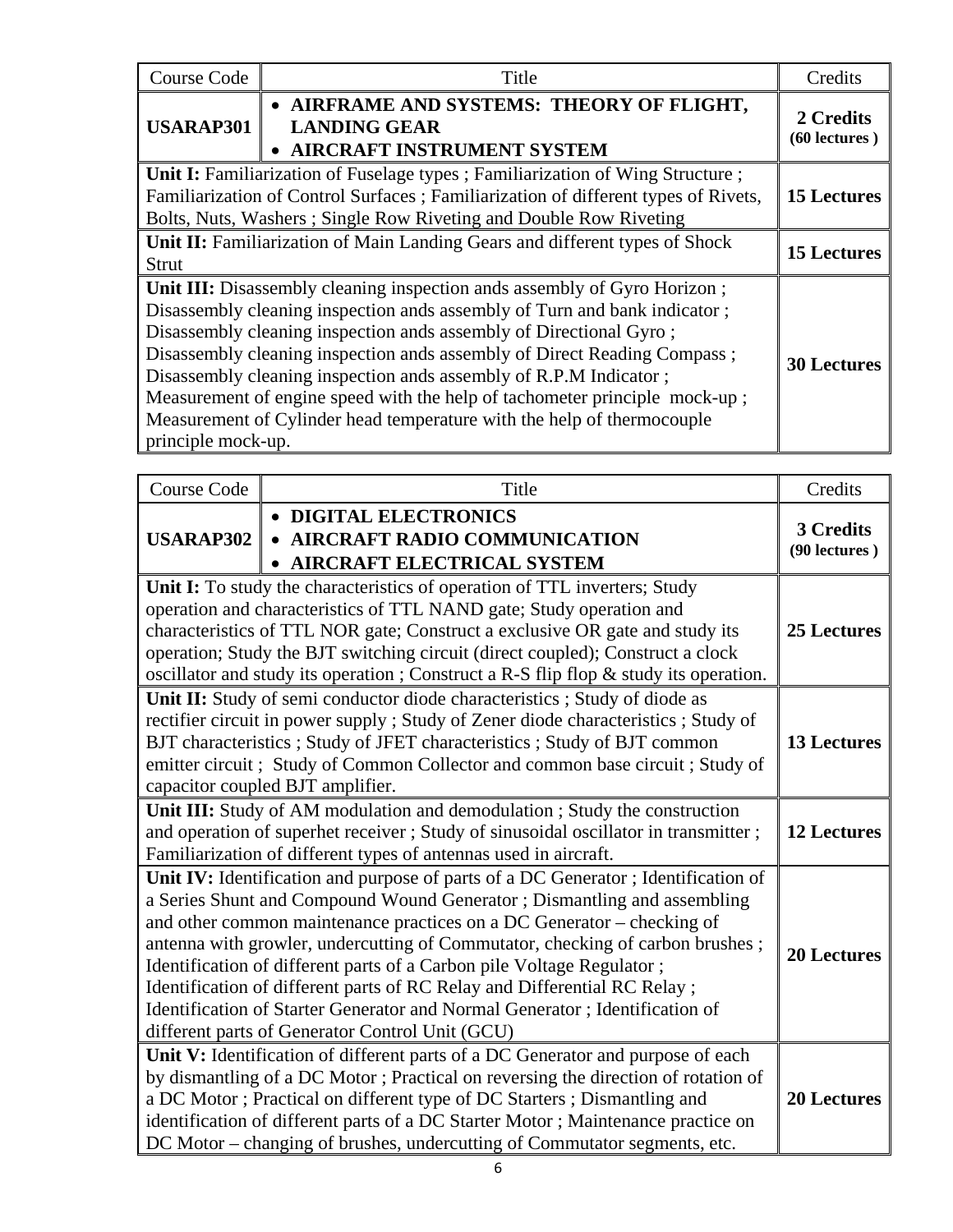| Course Code | Title | Credits |
|---|---|---|
| **USARAP301** | • **AIRFRAME AND SYSTEMS: THEORY OF FLIGHT, LANDING GEAR**<br>• **AIRCRAFT INSTRUMENT SYSTEM** | **2 Credits (60 lectures )** |
| **Unit I:** Familiarization of Fuselage types ; Familiarization of Wing Structure ; Familiarization of Control Surfaces ; Familiarization of different types of Rivets, Bolts, Nuts, Washers ; Single Row Riveting and Double Row Riveting | | **15 Lectures** |
| **Unit II:** Familiarization of Main Landing Gears and different types of Shock Strut | | **15 Lectures** |
| **Unit III:** Disassembly cleaning inspection ands assembly of Gyro Horizon ; Disassembly cleaning inspection ands assembly of Turn and bank indicator ; Disassembly cleaning inspection ands assembly of Directional Gyro ; Disassembly cleaning inspection ands assembly of Direct Reading Compass ; Disassembly cleaning inspection ands assembly of R.P.M Indicator ; Measurement of engine speed with the help of tachometer principle mock-up ; Measurement of Cylinder head temperature with the help of thermocouple principle mock-up. | | **30 Lectures** |

| Course Code | Title | Credits |
|---|---|---|
| **USARAP302** | • **DIGITAL ELECTRONICS**<br>• **AIRCRAFT RADIO COMMUNICATION**<br>• **AIRCRAFT ELECTRICAL SYSTEM** | **3 Credits (90 lectures )** |
| **Unit I:** To study the characteristics of operation of TTL inverters; Study operation and characteristics of TTL NAND gate; Study operation and characteristics of TTL NOR gate; Construct a exclusive OR gate and study its operation; Study the BJT switching circuit (direct coupled); Construct a clock oscillator and study its operation ; Construct a R-S flip flop & study its operation. | | **25 Lectures** |
| **Unit II:** Study of semi conductor diode characteristics ; Study of diode as rectifier circuit in power supply ; Study of Zener diode characteristics ; Study of BJT characteristics ; Study of JFET characteristics ; Study of BJT common emitter circuit ; Study of Common Collector and common base circuit ; Study of capacitor coupled BJT amplifier. | | **13 Lectures** |
| **Unit III:** Study of AM modulation and demodulation ; Study the construction and operation of superhet receiver ; Study of sinusoidal oscillator in transmitter ; Familiarization of different types of antennas used in aircraft. | | **12 Lectures** |
| **Unit IV:** Identification and purpose of parts of a DC Generator ; Identification of a Series Shunt and Compound Wound Generator ; Dismantling and assembling and other common maintenance practices on a DC Generator – checking of antenna with growler, undercutting of Commutator, checking of carbon brushes ; Identification of different parts of a Carbon pile Voltage Regulator ; Identification of different parts of RC Relay and Differential RC Relay ; Identification of Starter Generator and Normal Generator ; Identification of different parts of Generator Control Unit (GCU) | | **20 Lectures** |
| **Unit V:** Identification of different parts of a DC Generator and purpose of each by dismantling of a DC Motor ; Practical on reversing the direction of rotation of a DC Motor ; Practical on different type of DC Starters ; Dismantling and identification of different parts of a DC Starter Motor ; Maintenance practice on DC Motor – changing of brushes, undercutting of Commutator segments, etc. | | **20 Lectures** |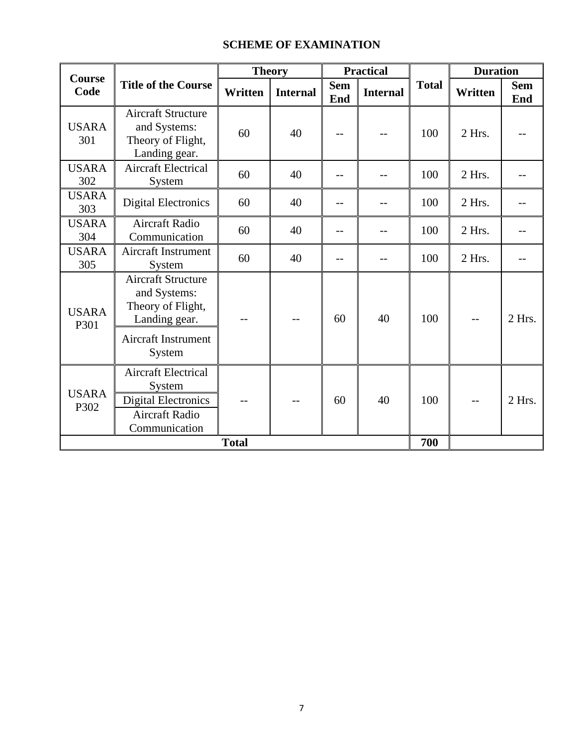# SCHEME OF EXAMINATION

| Course Code | Title of the Course | Theory | | Practical | | Total | Duration | |
|---|---|---|---|---|---|---|---|---|
| | | Written | Internal | Sem End | Internal | | Written | Sem End |
| USARA 301 | Aircraft Structure and Systems: Theory of Flight, Landing gear. | 60 | 40 | -- | -- | 100 | 2 Hrs. | -- |
| USARA 302 | Aircraft Electrical System | 60 | 40 | -- | -- | 100 | 2 Hrs. | -- |
| USARA 303 | Digital Electronics | 60 | 40 | -- | -- | 100 | 2 Hrs. | -- |
| USARA 304 | Aircraft Radio Communication | 60 | 40 | -- | -- | 100 | 2 Hrs. | -- |
| USARA 305 | Aircraft Instrument System | 60 | 40 | -- | -- | 100 | 2 Hrs. | -- |
| USARA P301 | Aircraft Structure and Systems: Theory of Flight, Landing gear.<br>Aircraft Instrument System | -- | -- | 60 | 40 | 100 | -- | 2 Hrs. |
| USARA P302 | Aircraft Electrical System<br>Digital Electronics<br>Aircraft Radio Communication | -- | -- | 60 | 40 | 100 | -- | 2 Hrs. |
| **Total** | | | | | | **700** | | |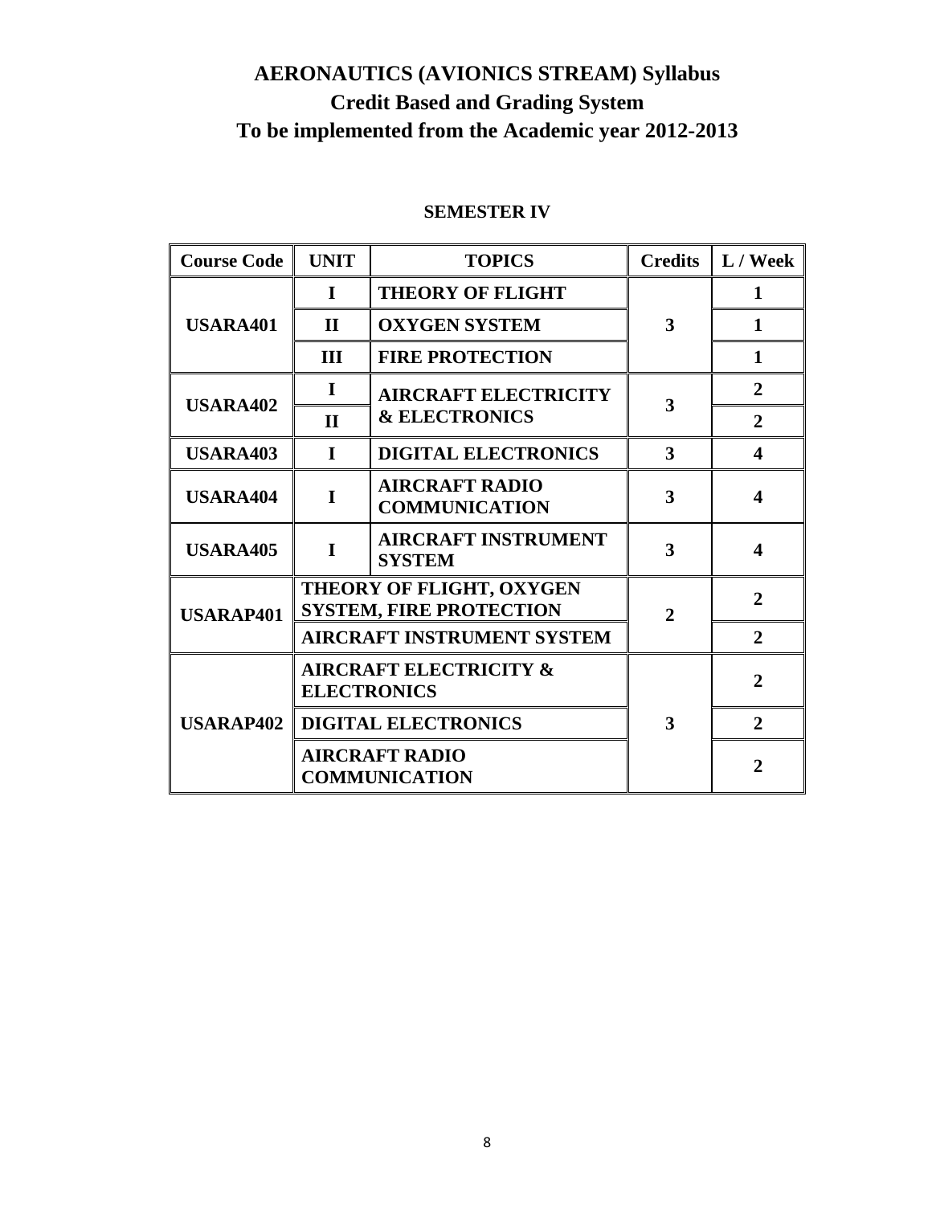# AERONAUTICS (AVIONICS STREAM) Syllabus
# Credit Based and Grading System
# To be implemented from the Academic year 2012-2013

## SEMESTER IV

| Course Code | UNIT | TOPICS | Credits | L / Week |
|---|---|---|---|---|
| USARA401 | I | THEORY OF FLIGHT | 3 | 1 |
| | II | OXYGEN SYSTEM | | 1 |
| | III | FIRE PROTECTION | | 1 |
| USARA402 | I | AIRCRAFT ELECTRICITY & ELECTRONICS | 3 | 2 |
| | II | | | 2 |
| USARA403 | I | DIGITAL ELECTRONICS | 3 | 4 |
| USARA404 | I | AIRCRAFT RADIO COMMUNICATION | 3 | 4 |
| USARA405 | I | AIRCRAFT INSTRUMENT SYSTEM | 3 | 4 |
| USARAP401 | THEORY OF FLIGHT, OXYGEN SYSTEM, FIRE PROTECTION | | 2 | 2 |
| | AIRCRAFT INSTRUMENT SYSTEM | | | 2 |
| USARAP402 | AIRCRAFT ELECTRICITY & ELECTRONICS | | 3 | 2 |
| | DIGITAL ELECTRONICS | | | 2 |
| | AIRCRAFT RADIO COMMUNICATION | | | 2 |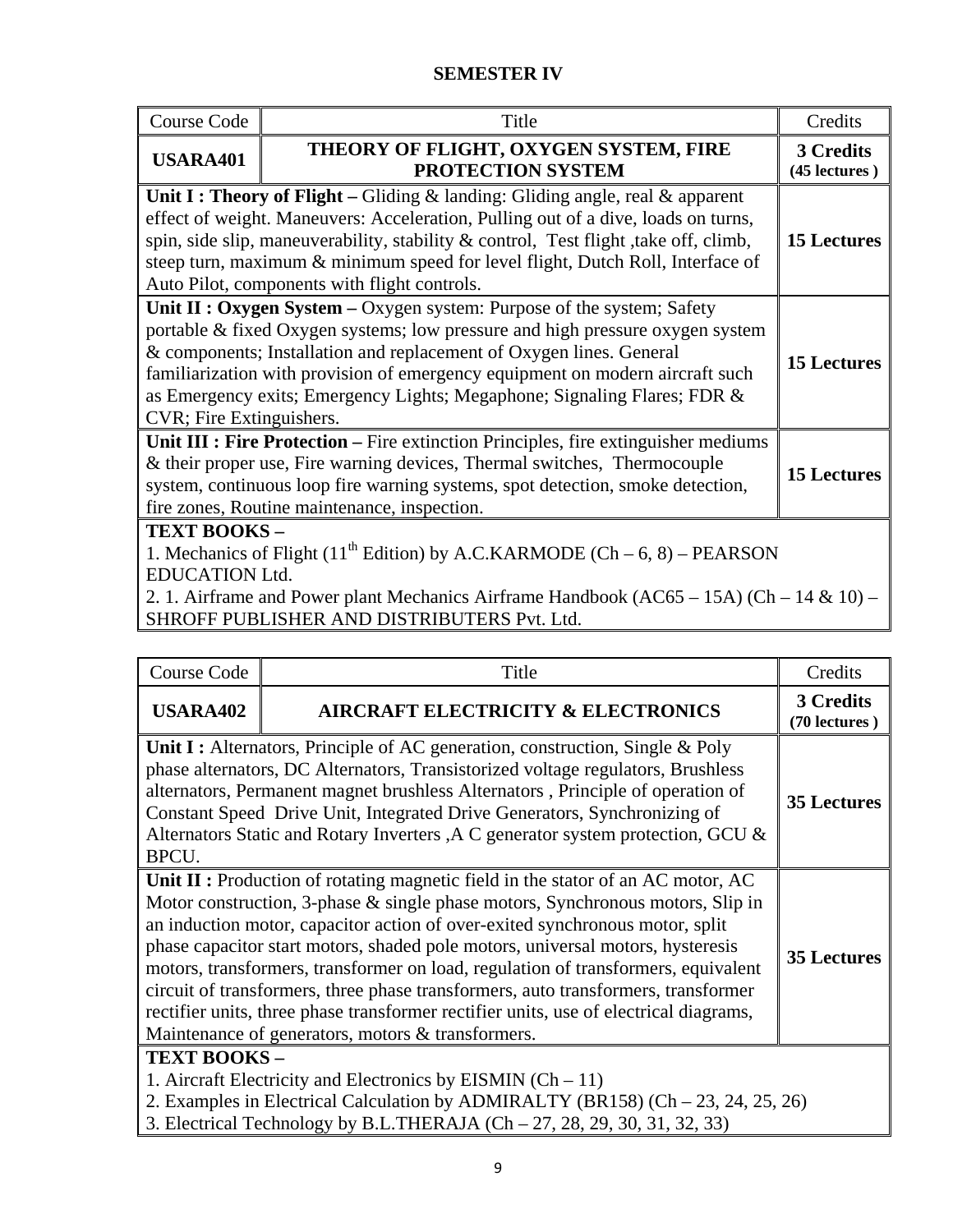## SEMESTER IV

| Course Code | Title | Credits |
|---|---|---|
| **USARA401** | **THEORY OF FLIGHT, OXYGEN SYSTEM, FIRE PROTECTION SYSTEM** | **3 Credits (45 lectures )** |
| **Unit I : Theory of Flight –** Gliding & landing: Gliding angle, real & apparent effect of weight. Maneuvers: Acceleration, Pulling out of a dive, loads on turns, spin, side slip, maneuverability, stability & control, Test flight ,take off, climb, steep turn, maximum & minimum speed for level flight, Dutch Roll, Interface of Auto Pilot, components with flight controls. | | **15 Lectures** |
| **Unit II : Oxygen System –** Oxygen system: Purpose of the system; Safety portable & fixed Oxygen systems; low pressure and high pressure oxygen system & components; Installation and replacement of Oxygen lines. General familiarization with provision of emergency equipment on modern aircraft such as Emergency exits; Emergency Lights; Megaphone; Signaling Flares; FDR & CVR; Fire Extinguishers. | | **15 Lectures** |
| **Unit III : Fire Protection –** Fire extinction Principles, fire extinguisher mediums & their proper use, Fire warning devices, Thermal switches, Thermocouple system, continuous loop fire warning systems, spot detection, smoke detection, fire zones, Routine maintenance, inspection. | | **15 Lectures** |
| **TEXT BOOKS –**<br>1. Mechanics of Flight (11th Edition) by A.C.KARMODE (Ch – 6, 8) – PEARSON EDUCATION Ltd.<br>2. 1. Airframe and Power plant Mechanics Airframe Handbook (AC65 – 15A) (Ch – 14 & 10) – SHROFF PUBLISHER AND DISTRIBUTERS Pvt. Ltd. | | |

| Course Code | Title | Credits |
|---|---|---|
| **USARA402** | **AIRCRAFT ELECTRICITY & ELECTRONICS** | **3 Credits (70 lectures )** |
| **Unit I :** Alternators, Principle of AC generation, construction, Single & Poly phase alternators, DC Alternators, Transistorized voltage regulators, Brushless alternators, Permanent magnet brushless Alternators , Principle of operation of Constant Speed Drive Unit, Integrated Drive Generators, Synchronizing of Alternators Static and Rotary Inverters ,A C generator system protection, GCU & BPCU. | | **35 Lectures** |
| **Unit II :** Production of rotating magnetic field in the stator of an AC motor, AC Motor construction, 3-phase & single phase motors, Synchronous motors, Slip in an induction motor, capacitor action of over-exited synchronous motor, split phase capacitor start motors, shaded pole motors, universal motors, hysteresis motors, transformers, transformer on load, regulation of transformers, equivalent circuit of transformers, three phase transformers, auto transformers, transformer rectifier units, three phase transformer rectifier units, use of electrical diagrams, Maintenance of generators, motors & transformers. | | **35 Lectures** |
| **TEXT BOOKS –**<br>1. Aircraft Electricity and Electronics by EISMIN (Ch – 11)<br>2. Examples in Electrical Calculation by ADMIRALTY (BR158) (Ch – 23, 24, 25, 26)<br>3. Electrical Technology by B.L.THERAJA (Ch – 27, 28, 29, 30, 31, 32, 33) | | |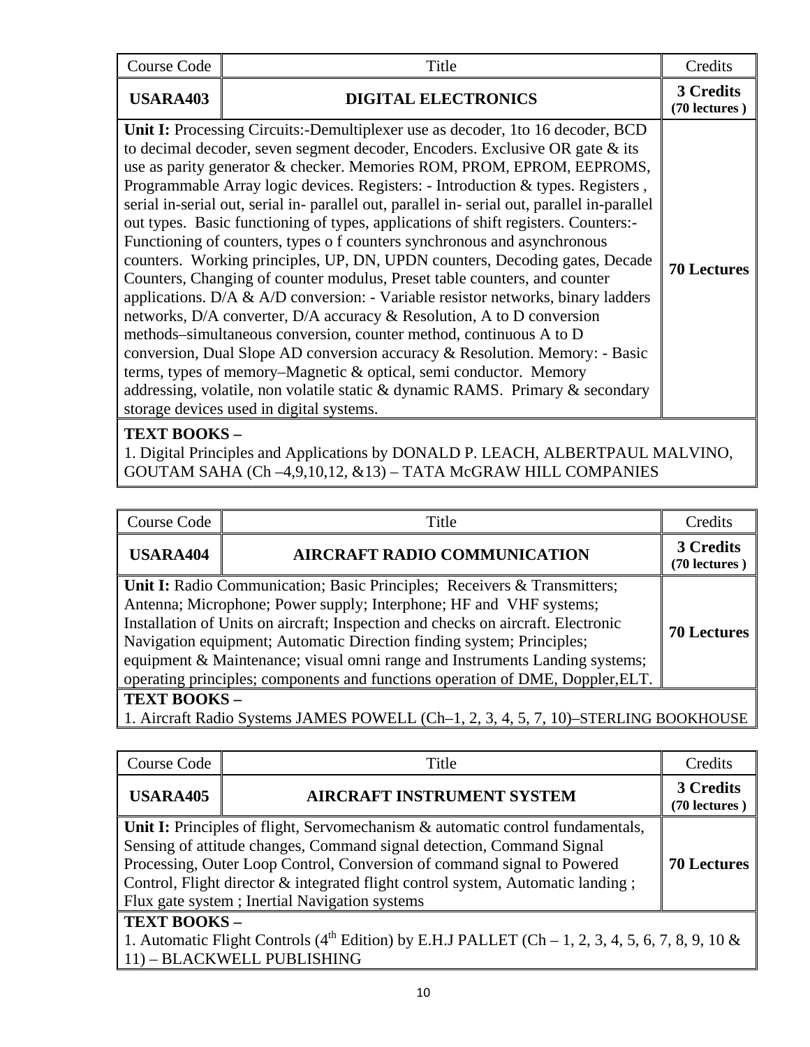| Course Code | Title | Credits |
|---|---|---|
| **USARA403** | **DIGITAL ELECTRONICS** | **3 Credits (70 lectures )** |
| **Unit I:** Processing Circuits:-Demultiplexer use as decoder, 1to 16 decoder, BCD to decimal decoder, seven segment decoder, Encoders. Exclusive OR gate & its use as parity generator & checker. Memories ROM, PROM, EPROM, EEPROMS, Programmable Array logic devices. Registers: - Introduction & types. Registers , serial in-serial out, serial in- parallel out, parallel in- serial out, parallel in-parallel out types. Basic functioning of types, applications of shift registers. Counters:- Functioning of counters, types o f counters synchronous and asynchronous counters. Working principles, UP, DN, UPDN counters, Decoding gates, Decade Counters, Changing of counter modulus, Preset table counters, and counter applications. D/A & A/D conversion: - Variable resistor networks, binary ladders networks, D/A converter, D/A accuracy & Resolution, A to D conversion methods–simultaneous conversion, counter method, continuous A to D conversion, Dual Slope AD conversion accuracy & Resolution. Memory: - Basic terms, types of memory–Magnetic & optical, semi conductor. Memory addressing, volatile, non volatile static & dynamic RAMS. Primary & secondary storage devices used in digital systems. | | **70 Lectures** |
| **TEXT BOOKS –** 1. Digital Principles and Applications by DONALD P. LEACH, ALBERTPAUL MALVINO, GOUTAM SAHA (Ch –4,9,10,12, &13) – TATA McGRAW HILL COMPANIES | | |

| Course Code | Title | Credits |
|---|---|---|
| **USARA404** | **AIRCRAFT RADIO COMMUNICATION** | **3 Credits (70 lectures )** |
| **Unit I:** Radio Communication; Basic Principles; Receivers & Transmitters; Antenna; Microphone; Power supply; Interphone; HF and VHF systems; Installation of Units on aircraft; Inspection and checks on aircraft. Electronic Navigation equipment; Automatic Direction finding system; Principles; equipment & Maintenance; visual omni range and Instruments Landing systems; operating principles; components and functions operation of DME, Doppler,ELT. | | **70 Lectures** |
| **TEXT BOOKS –** 1. Aircraft Radio Systems JAMES POWELL (Ch–1, 2, 3, 4, 5, 7, 10)–STERLING BOOKHOUSE | | |

| Course Code | Title | Credits |
|---|---|---|
| **USARA405** | **AIRCRAFT INSTRUMENT SYSTEM** | **3 Credits (70 lectures )** |
| **Unit I:** Principles of flight, Servomechanism & automatic control fundamentals, Sensing of attitude changes, Command signal detection, Command Signal Processing, Outer Loop Control, Conversion of command signal to Powered Control, Flight director & integrated flight control system, Automatic landing ; Flux gate system ; Inertial Navigation systems | | **70 Lectures** |
| **TEXT BOOKS –** 1. Automatic Flight Controls ($4^{th}$ Edition) by E.H.J PALLET (Ch – 1, 2, 3, 4, 5, 6, 7, 8, 9, 10 & 11) – BLACKWELL PUBLISHING | | |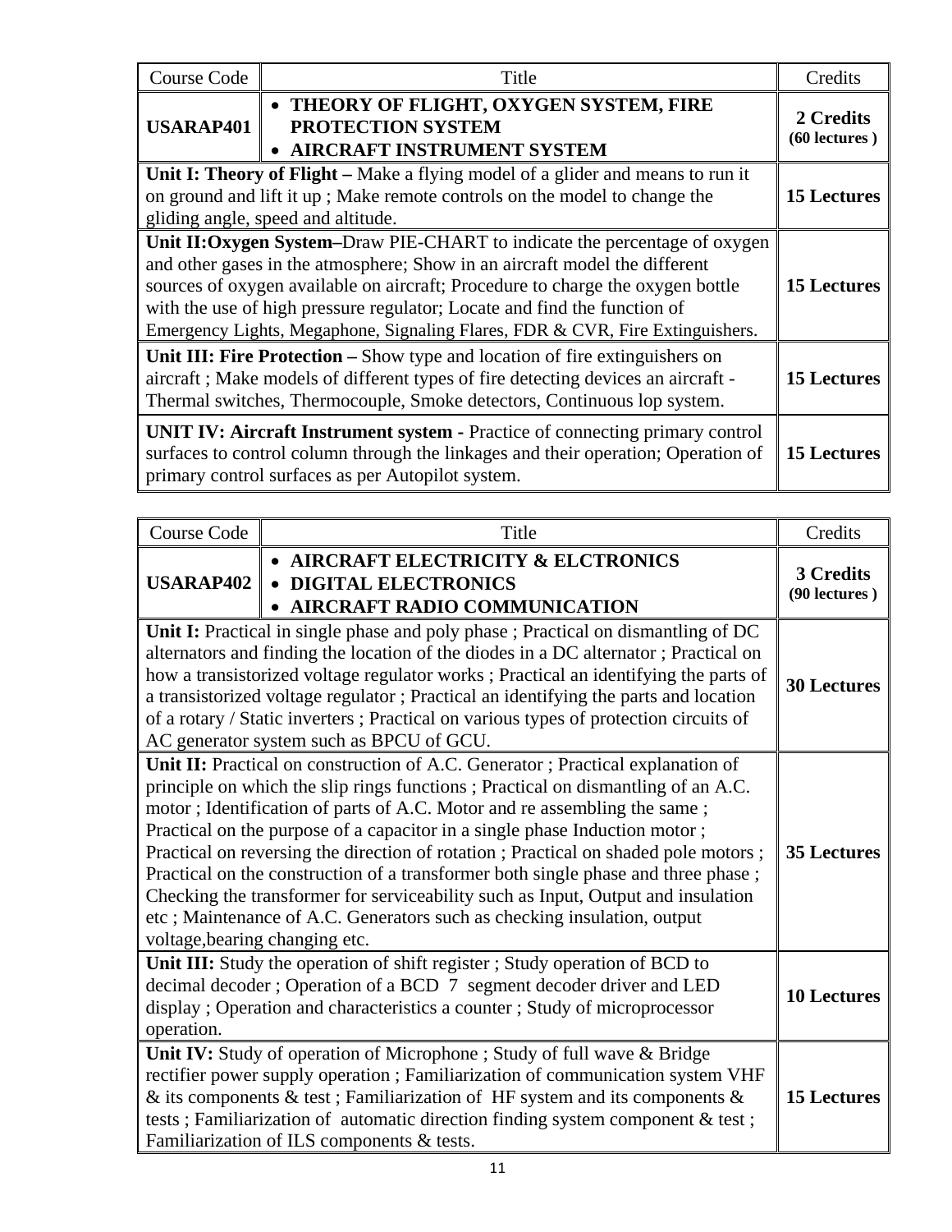| Course Code | Title | Credits |
|---|---|---|
| **USARAP401** | • **THEORY OF FLIGHT, OXYGEN SYSTEM, FIRE PROTECTION SYSTEM**<br>• **AIRCRAFT INSTRUMENT SYSTEM** | **2 Credits (60 lectures )** |
| **Unit I: Theory of Flight –** Make a flying model of a glider and means to run it on ground and lift it up ; Make remote controls on the model to change the gliding angle, speed and altitude. | | **15 Lectures** |
| **Unit II:Oxygen System–**Draw PIE-CHART to indicate the percentage of oxygen and other gases in the atmosphere; Show in an aircraft model the different sources of oxygen available on aircraft; Procedure to charge the oxygen bottle with the use of high pressure regulator; Locate and find the function of Emergency Lights, Megaphone, Signaling Flares, FDR & CVR, Fire Extinguishers. | | **15 Lectures** |
| **Unit III: Fire Protection –** Show type and location of fire extinguishers on aircraft ; Make models of different types of fire detecting devices an aircraft - Thermal switches, Thermocouple, Smoke detectors, Continuous lop system. | | **15 Lectures** |
| **UNIT IV: Aircraft Instrument system -** Practice of connecting primary control surfaces to control column through the linkages and their operation; Operation of primary control surfaces as per Autopilot system. | | **15 Lectures** |

| Course Code | Title | Credits |
|---|---|---|
| **USARAP402** | • **AIRCRAFT ELECTRICITY & ELCTRONICS**<br>• **DIGITAL ELECTRONICS**<br>• **AIRCRAFT RADIO COMMUNICATION** | **3 Credits (90 lectures )** |
| **Unit I:** Practical in single phase and poly phase ; Practical on dismantling of DC alternators and finding the location of the diodes in a DC alternator ; Practical on how a transistorized voltage regulator works ; Practical an identifying the parts of a transistorized voltage regulator ; Practical an identifying the parts and location of a rotary / Static inverters ; Practical on various types of protection circuits of AC generator system such as BPCU of GCU. | | **30 Lectures** |
| **Unit II:** Practical on construction of A.C. Generator ; Practical explanation of principle on which the slip rings functions ; Practical on dismantling of an A.C. motor ; Identification of parts of A.C. Motor and re assembling the same ; Practical on the purpose of a capacitor in a single phase Induction motor ; Practical on reversing the direction of rotation ; Practical on shaded pole motors ; Practical on the construction of a transformer both single phase and three phase ; Checking the transformer for serviceability such as Input, Output and insulation etc ; Maintenance of A.C. Generators such as checking insulation, output voltage,bearing changing etc. | | **35 Lectures** |
| **Unit III:** Study the operation of shift register ; Study operation of BCD to decimal decoder ; Operation of a BCD 7 segment decoder driver and LED display ; Operation and characteristics a counter ; Study of microprocessor operation. | | **10 Lectures** |
| **Unit IV:** Study of operation of Microphone ; Study of full wave & Bridge rectifier power supply operation ; Familiarization of communication system VHF & its components & test ; Familiarization of HF system and its components & tests ; Familiarization of automatic direction finding system component & test ; Familiarization of ILS components & tests. | | **15 Lectures** |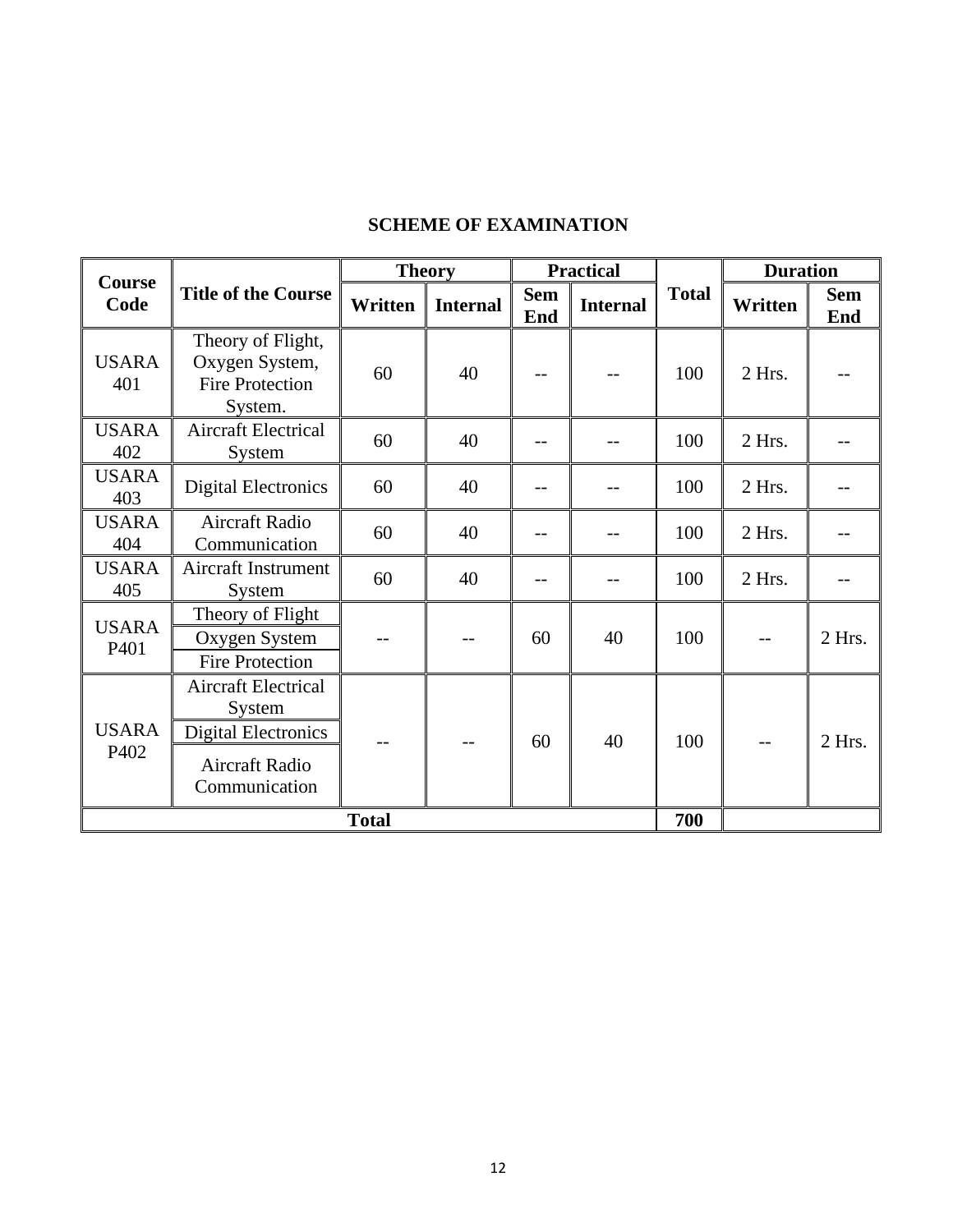## SCHEME OF EXAMINATION

| Course Code | Title of the Course | Theory | | Practical | | Total | Duration | |
|---|---|---|---|---|---|---|---|---|
| | | Written | Internal | Sem End | Internal | | Written | Sem End |
| USARA 401 | Theory of Flight, Oxygen System, Fire Protection System. | 60 | 40 | -- | -- | 100 | 2 Hrs. | -- |
| USARA 402 | Aircraft Electrical System | 60 | 40 | -- | -- | 100 | 2 Hrs. | -- |
| USARA 403 | Digital Electronics | 60 | 40 | -- | -- | 100 | 2 Hrs. | -- |
| USARA 404 | Aircraft Radio Communication | 60 | 40 | -- | -- | 100 | 2 Hrs. | -- |
| USARA 405 | Aircraft Instrument System | 60 | 40 | -- | -- | 100 | 2 Hrs. | -- |
| USARA P401 | Theory of Flight<br>Oxygen System<br>Fire Protection | -- | -- | 60 | 40 | 100 | -- | 2 Hrs. |
| USARA P402 | Aircraft Electrical System<br>Digital Electronics<br>Aircraft Radio Communication | -- | -- | 60 | 40 | 100 | -- | 2 Hrs. |
| **Total** | | | | | | **700** | | |